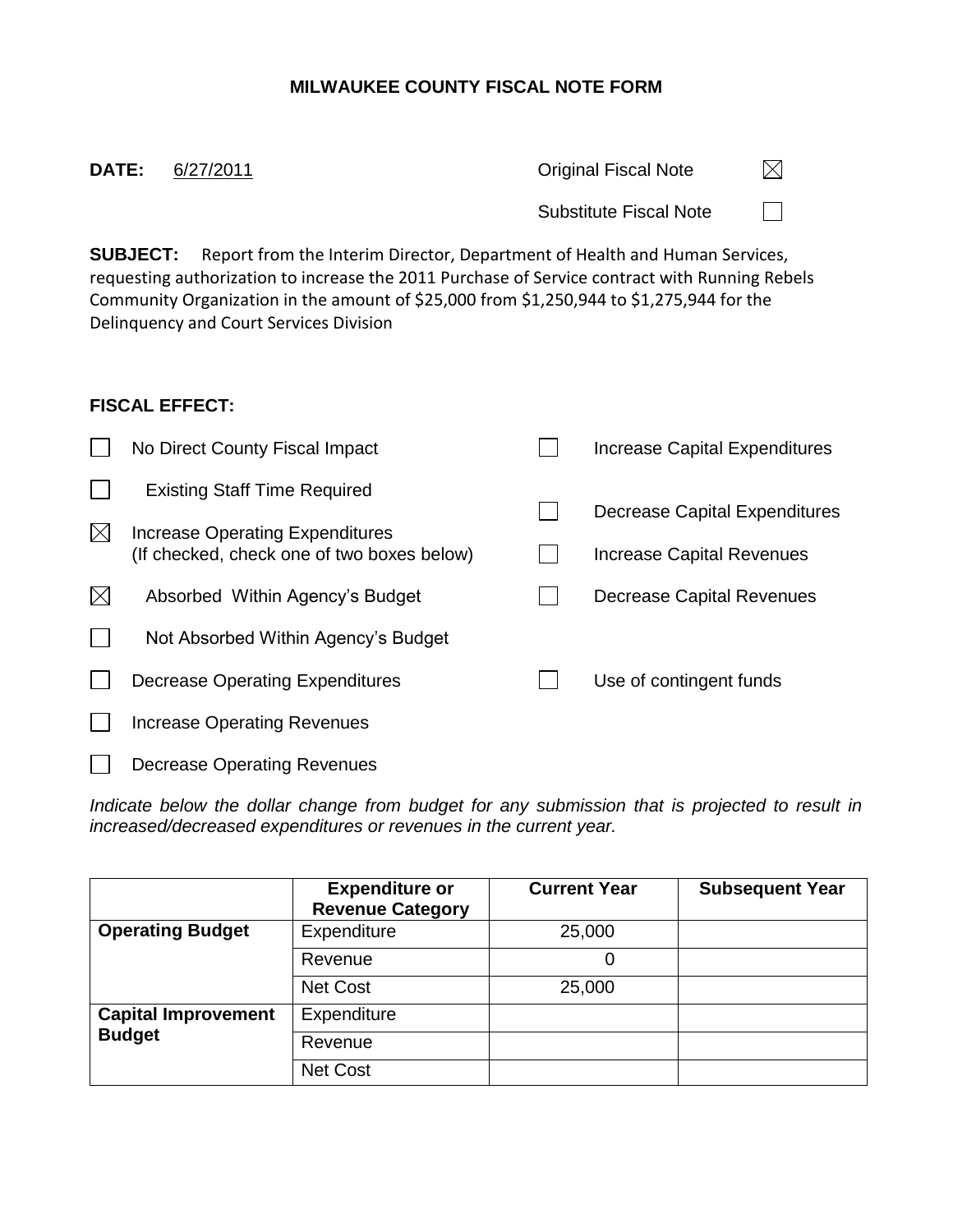# MILWAUKEE COUNTY FISCAL NOTE FORM

**DATE:** 6/27/2011

Original Fiscal Note ☒

Substitute Fiscal Note ☐

**SUBJECT:** Report from the Interim Director, Department of Health and Human Services, requesting authorization to increase the 2011 Purchase of Service contract with Running Rebels Community Organization in the amount of $25,000 from $1,250,944 to $1,275,944 for the Delinquency and Court Services Division

**FISCAL EFFECT:**

- ☐ No Direct County Fiscal Impact
- ☐ Existing Staff Time Required
- ☒ Increase Operating Expenditures (If checked, check one of two boxes below)
- ☒ Absorbed Within Agency's Budget
- ☐ Not Absorbed Within Agency's Budget
- ☐ Decrease Operating Expenditures
- ☐ Increase Operating Revenues
- ☐ Decrease Operating Revenues
- ☐ Increase Capital Expenditures
- ☐ Decrease Capital Expenditures
- ☐ Increase Capital Revenues
- ☐ Decrease Capital Revenues
- ☐ Use of contingent funds

*Indicate below the dollar change from budget for any submission that is projected to result in increased/decreased expenditures or revenues in the current year.*

| | Expenditure or Revenue Category | Current Year | Subsequent Year |
|---|---|---|---|
| **Operating Budget** | Expenditure | 25,000 | |
| | Revenue | 0 | |
| | Net Cost | 25,000 | |
| **Capital Improvement Budget** | Expenditure | | |
| | Revenue | | |
| | Net Cost | | |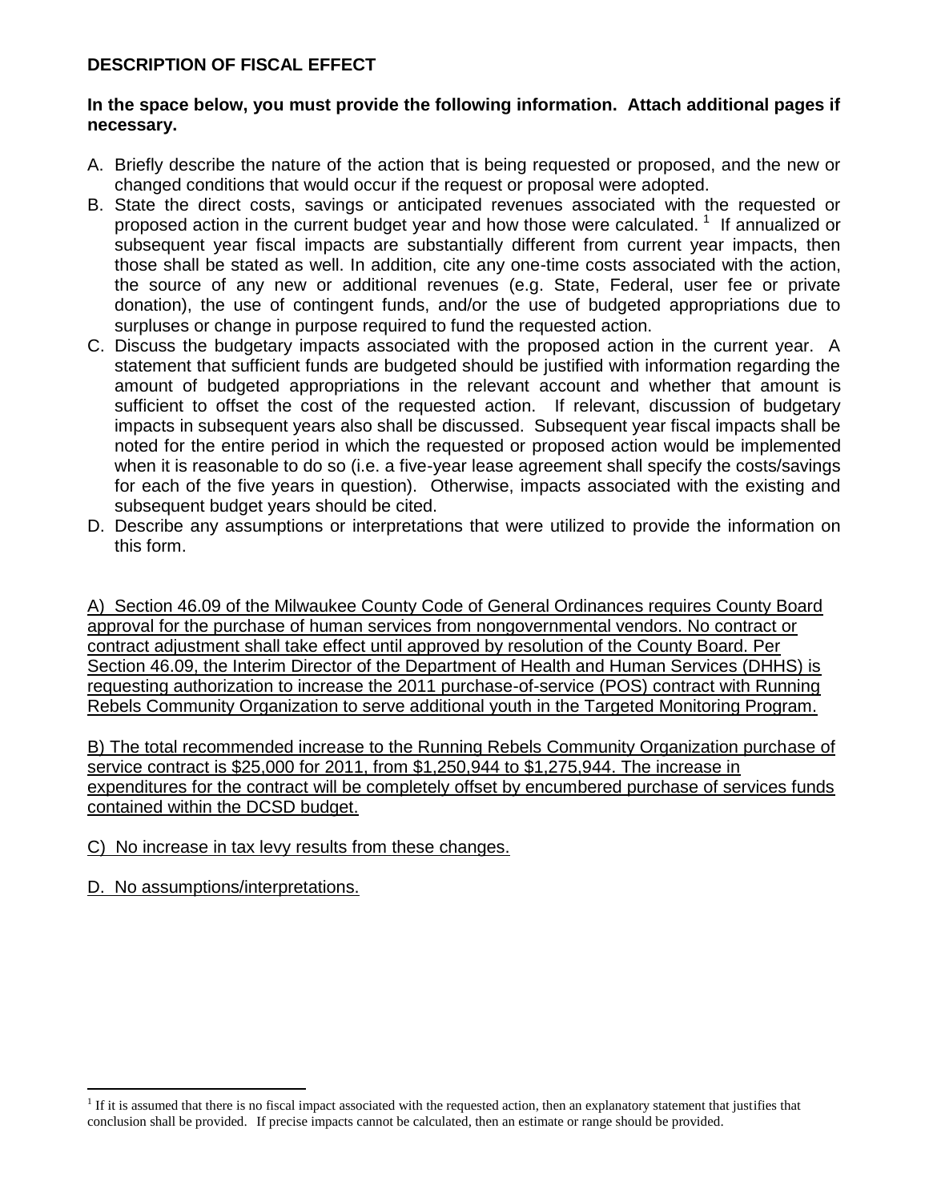# DESCRIPTION OF FISCAL EFFECT

**In the space below, you must provide the following information. Attach additional pages if necessary.**

A. Briefly describe the nature of the action that is being requested or proposed, and the new or changed conditions that would occur if the request or proposal were adopted.
B. State the direct costs, savings or anticipated revenues associated with the requested or proposed action in the current budget year and how those were calculated. [1] If annualized or subsequent year fiscal impacts are substantially different from current year impacts, then those shall be stated as well. In addition, cite any one-time costs associated with the action, the source of any new or additional revenues (e.g. State, Federal, user fee or private donation), the use of contingent funds, and/or the use of budgeted appropriations due to surpluses or change in purpose required to fund the requested action.
C. Discuss the budgetary impacts associated with the proposed action in the current year. A statement that sufficient funds are budgeted should be justified with information regarding the amount of budgeted appropriations in the relevant account and whether that amount is sufficient to offset the cost of the requested action. If relevant, discussion of budgetary impacts in subsequent years also shall be discussed. Subsequent year fiscal impacts shall be noted for the entire period in which the requested or proposed action would be implemented when it is reasonable to do so (i.e. a five-year lease agreement shall specify the costs/savings for each of the five years in question). Otherwise, impacts associated with the existing and subsequent budget years should be cited.
D. Describe any assumptions or interpretations that were utilized to provide the information on this form.

A) Section 46.09 of the Milwaukee County Code of General Ordinances requires County Board approval for the purchase of human services from nongovernmental vendors. No contract or contract adjustment shall take effect until approved by resolution of the County Board. Per Section 46.09, the Interim Director of the Department of Health and Human Services (DHHS) is requesting authorization to increase the 2011 purchase-of-service (POS) contract with Running Rebels Community Organization to serve additional youth in the Targeted Monitoring Program.

B) The total recommended increase to the Running Rebels Community Organization purchase of service contract is $25,000 for 2011, from $1,250,944 to $1,275,944. The increase in expenditures for the contract will be completely offset by encumbered purchase of services funds contained within the DCSD budget.

C) No increase in tax levy results from these changes.

D. No assumptions/interpretations.

[1] If it is assumed that there is no fiscal impact associated with the requested action, then an explanatory statement that justifies that conclusion shall be provided. If precise impacts cannot be calculated, then an estimate or range should be provided.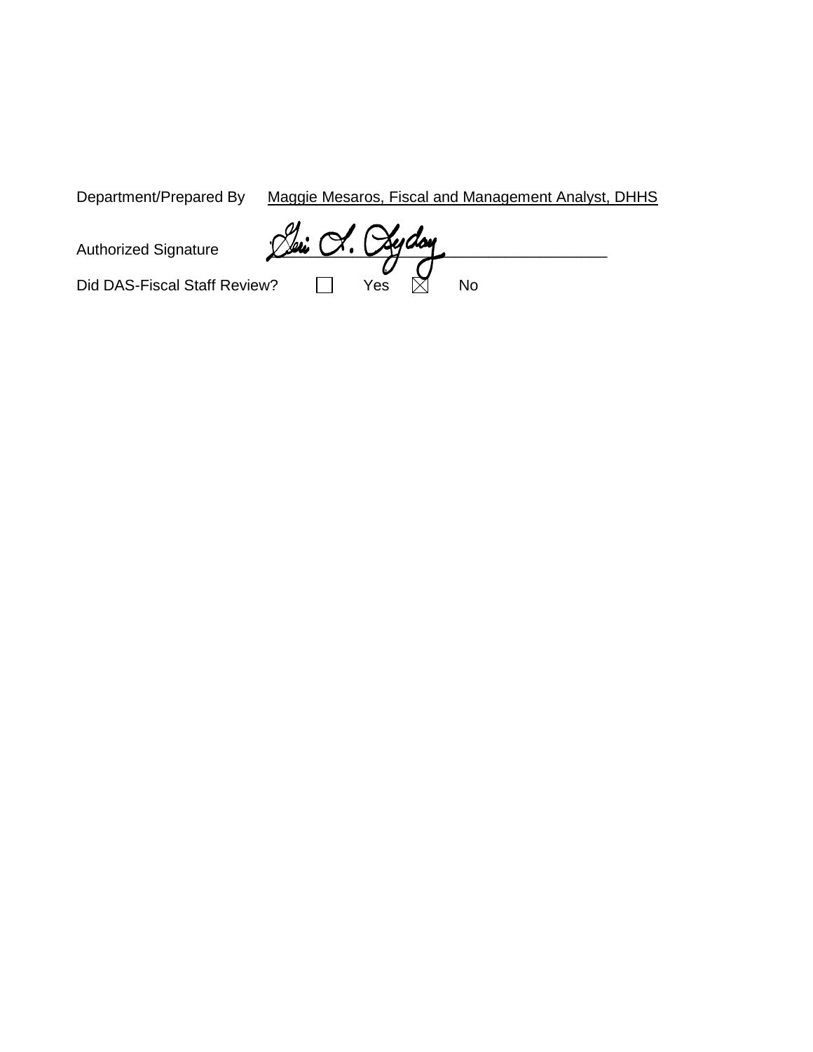Department/Prepared By Maggie Mesaros, Fiscal and Management Analyst, DHHS

Authorized Signature Geri A. Sydow

Did DAS-Fiscal Staff Review? ☐ Yes ☒ No